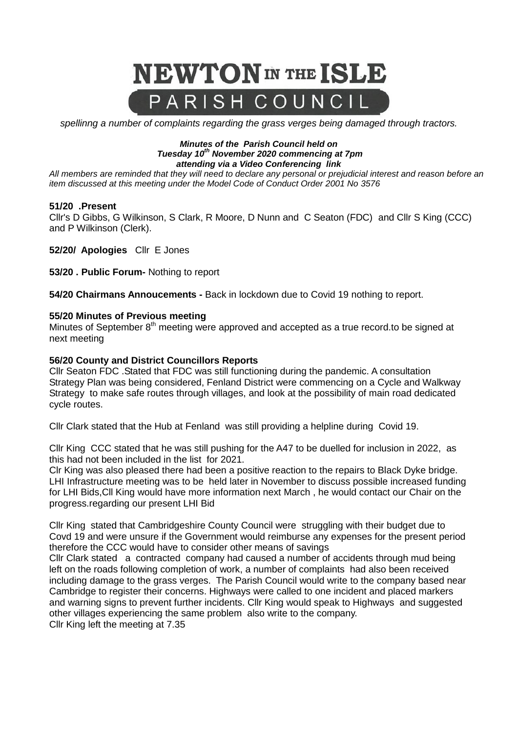# NEWTON IN THE ISLE

## PARISH COUNCIL

*spellinng a number of complaints regarding the grass verges being damaged through tractors.*

***Minutes of the Parish Council held on***
***Tuesday 10th November 2020 commencing at 7pm***
***attending via a Video Conferencing link***

*All members are reminded that they will need to declare any personal or prejudicial interest and reason before an item discussed at this meeting under the Model Code of Conduct Order 2001 No 3576*

**51/20 .Present**
Cllr's D Gibbs, G Wilkinson, S Clark, R Moore, D Nunn and C Seaton (FDC) and Cllr S King (CCC) and P Wilkinson (Clerk).

**52/20/ Apologies** Cllr E Jones

**53/20 . Public Forum-** Nothing to report

**54/20 Chairmans Annoucements -** Back in lockdown due to Covid 19 nothing to report.

**55/20 Minutes of Previous meeting**
Minutes of September 8th meeting were approved and accepted as a true record.to be signed at next meeting

**56/20 County and District Councillors Reports**
Cllr Seaton FDC .Stated that FDC was still functioning during the pandemic. A consultation Strategy Plan was being considered, Fenland District were commencing on a Cycle and Walkway Strategy to make safe routes through villages, and look at the possibility of main road dedicated cycle routes.

Cllr Clark stated that the Hub at Fenland was still providing a helpline during Covid 19.

Cllr King CCC stated that he was still pushing for the A47 to be duelled for inclusion in 2022, as this had not been included in the list for 2021.
Clr King was also pleased there had been a positive reaction to the repairs to Black Dyke bridge. LHI Infrastructure meeting was to be held later in November to discuss possible increased funding for LHI Bids,Cll King would have more information next March , he would contact our Chair on the progress.regarding our present LHI Bid

Cllr King stated that Cambridgeshire County Council were struggling with their budget due to Covd 19 and were unsure if the Government would reimburse any expenses for the present period therefore the CCC would have to consider other means of savings
Cllr Clark stated a contracted company had caused a number of accidents through mud being left on the roads following completion of work, a number of complaints had also been received including damage to the grass verges. The Parish Council would write to the company based near Cambridge to register their concerns. Highways were called to one incident and placed markers and warning signs to prevent further incidents. Cllr King would speak to Highways and suggested other villages experiencing the same problem also write to the company.
Cllr King left the meeting at 7.35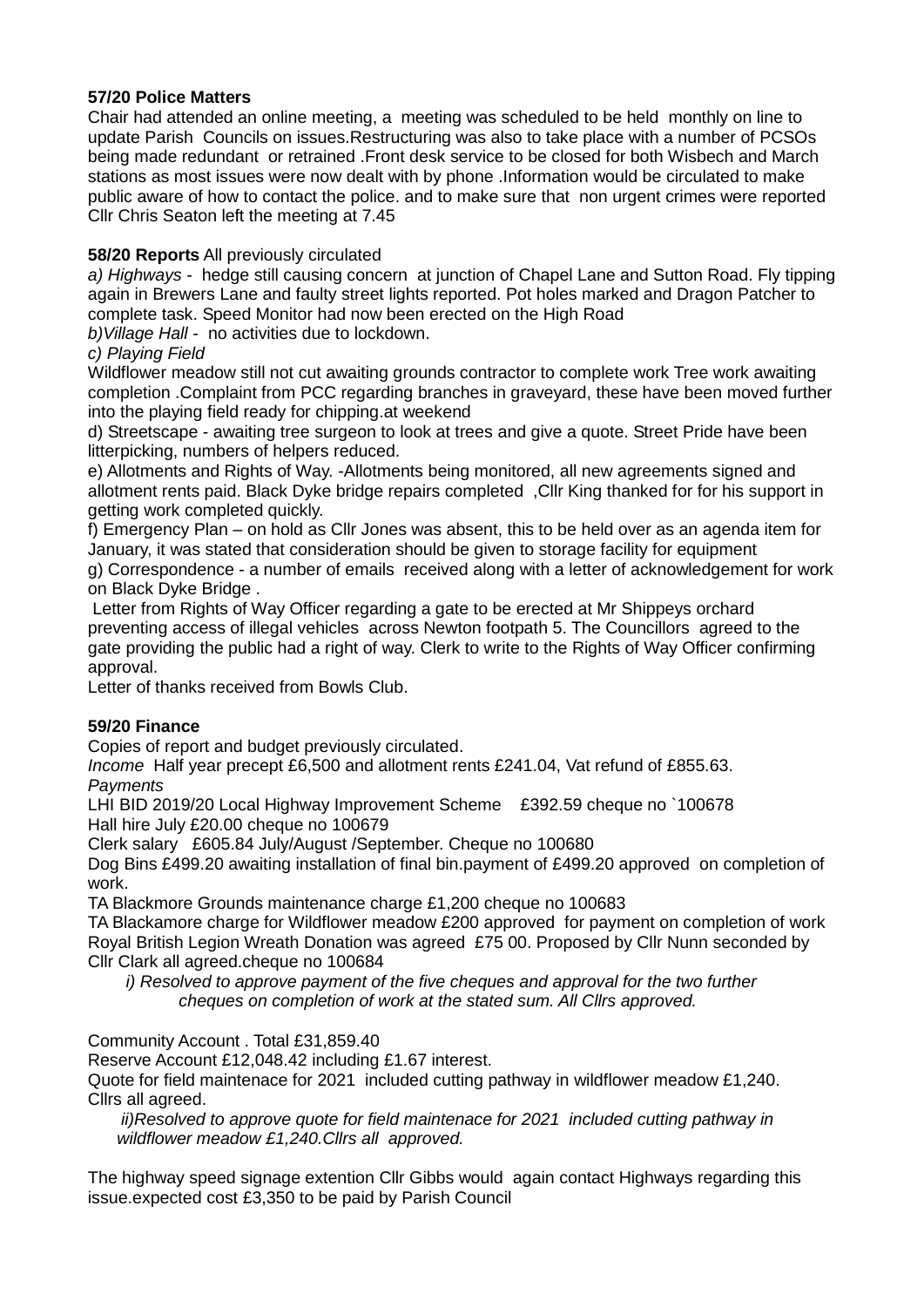**57/20 Police Matters**
Chair had attended an online meeting, a meeting was scheduled to be held monthly on line to update Parish Councils on issues.Restructuring was also to take place with a number of PCSOs being made redundant or retrained .Front desk service to be closed for both Wisbech and March stations as most issues were now dealt with by phone .Information would be circulated to make public aware of how to contact the police. and to make sure that non urgent crimes were reported
Cllr Chris Seaton left the meeting at 7.45

**58/20 Reports** All previously circulated
*a) Highways* - hedge still causing concern at junction of Chapel Lane and Sutton Road. Fly tipping again in Brewers Lane and faulty street lights reported. Pot holes marked and Dragon Patcher to complete task. Speed Monitor had now been erected on the High Road
*b)Village Hall* - no activities due to lockdown.
*c) Playing Field*
Wildflower meadow still not cut awaiting grounds contractor to complete work Tree work awaiting completion .Complaint from PCC regarding branches in graveyard, these have been moved further into the playing field ready for chipping.at weekend
d) Streetscape - awaiting tree surgeon to look at trees and give a quote. Street Pride have been litterpicking, numbers of helpers reduced.
e) Allotments and Rights of Way. -Allotments being monitored, all new agreements signed and allotment rents paid. Black Dyke bridge repairs completed ,Cllr King thanked for for his support in getting work completed quickly.
f) Emergency Plan – on hold as Cllr Jones was absent, this to be held over as an agenda item for January, it was stated that consideration should be given to storage facility for equipment
g) Correspondence - a number of emails received along with a letter of acknowledgement for work on Black Dyke Bridge .
Letter from Rights of Way Officer regarding a gate to be erected at Mr Shippeys orchard preventing access of illegal vehicles across Newton footpath 5. The Councillors agreed to the gate providing the public had a right of way. Clerk to write to the Rights of Way Officer confirming approval.
Letter of thanks received from Bowls Club.

**59/20 Finance**
Copies of report and budget previously circulated.
*Income* Half year precept £6,500 and allotment rents £241.04, Vat refund of £855.63.
*Payments*
LHI BID 2019/20 Local Highway Improvement Scheme £392.59 cheque no `100678
Hall hire July £20.00 cheque no 100679
Clerk salary £605.84 July/August /September. Cheque no 100680
Dog Bins £499.20 awaiting installation of final bin.payment of £499.20 approved on completion of work.
TA Blackmore Grounds maintenance charge £1,200 cheque no 100683
TA Blackamore charge for Wildflower meadow £200 approved for payment on completion of work
Royal British Legion Wreath Donation was agreed £75 00. Proposed by Cllr Nunn seconded by Cllr Clark all agreed.cheque no 100684

*i) Resolved to approve payment of the five cheques and approval for the two further cheques on completion of work at the stated sum. All Cllrs approved.*

Community Account . Total £31,859.40
Reserve Account £12,048.42 including £1.67 interest.
Quote for field maintenace for 2021 included cutting pathway in wildflower meadow £1,240. Cllrs all agreed.

*ii)Resolved to approve quote for field maintenace for 2021 included cutting pathway in wildflower meadow £1,240.Cllrs all approved.*

The highway speed signage extention Cllr Gibbs would again contact Highways regarding this issue.expected cost £3,350 to be paid by Parish Council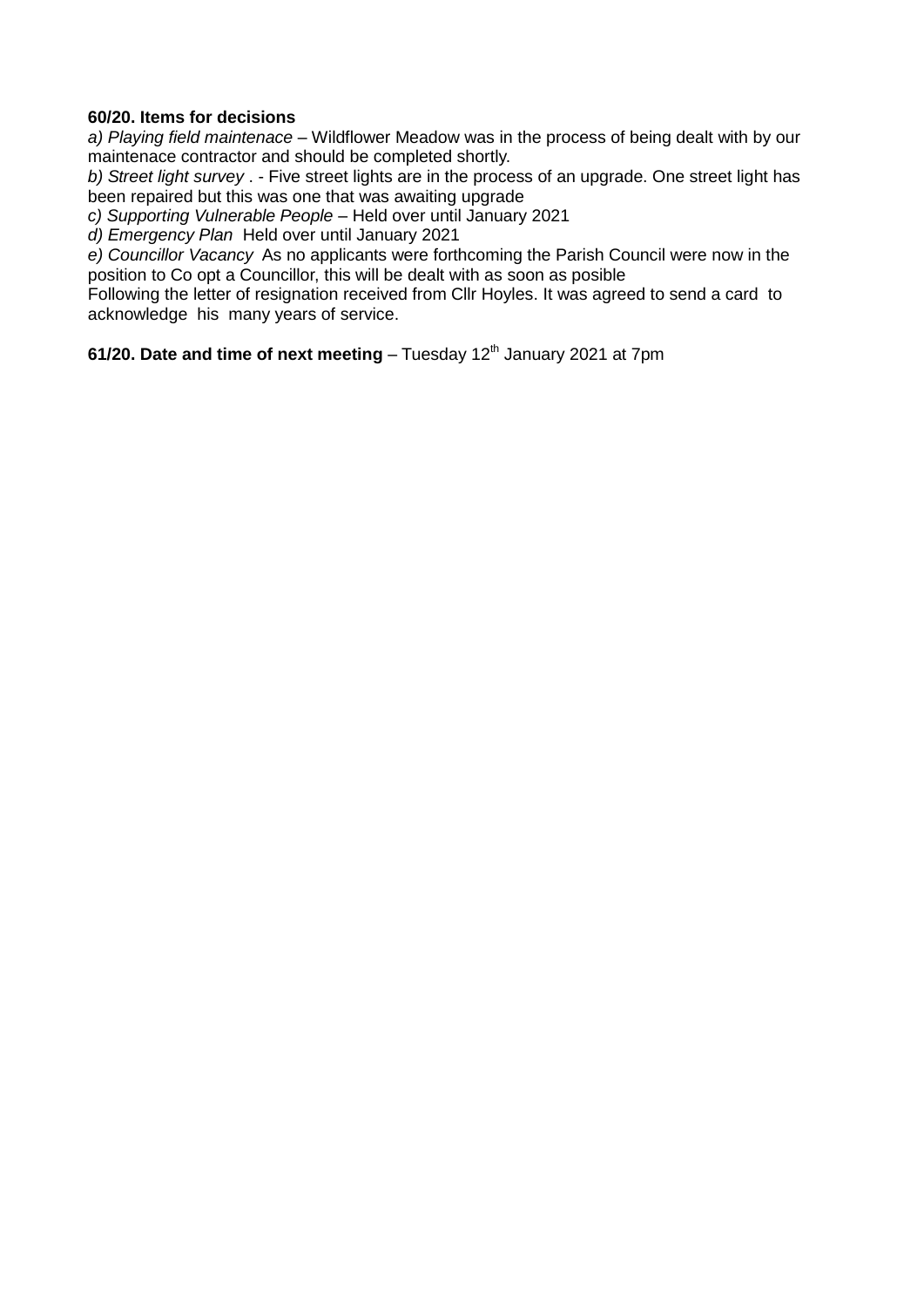**60/20. Items for decisions**

*a) Playing field maintenace* – Wildflower Meadow was in the process of being dealt with by our maintenace contractor and should be completed shortly.

*b) Street light survey* . - Five street lights are in the process of an upgrade. One street light has been repaired but this was one that was awaiting upgrade

*c) Supporting Vulnerable People* – Held over until January 2021

*d) Emergency Plan* Held over until January 2021

*e) Councillor Vacancy* As no applicants were forthcoming the Parish Council were now in the position to Co opt a Councillor, this will be dealt with as soon as posible

Following the letter of resignation received from Cllr Hoyles. It was agreed to send a card to acknowledge his many years of service.

**61/20. Date and time of next meeting** – Tuesday 12th January 2021 at 7pm